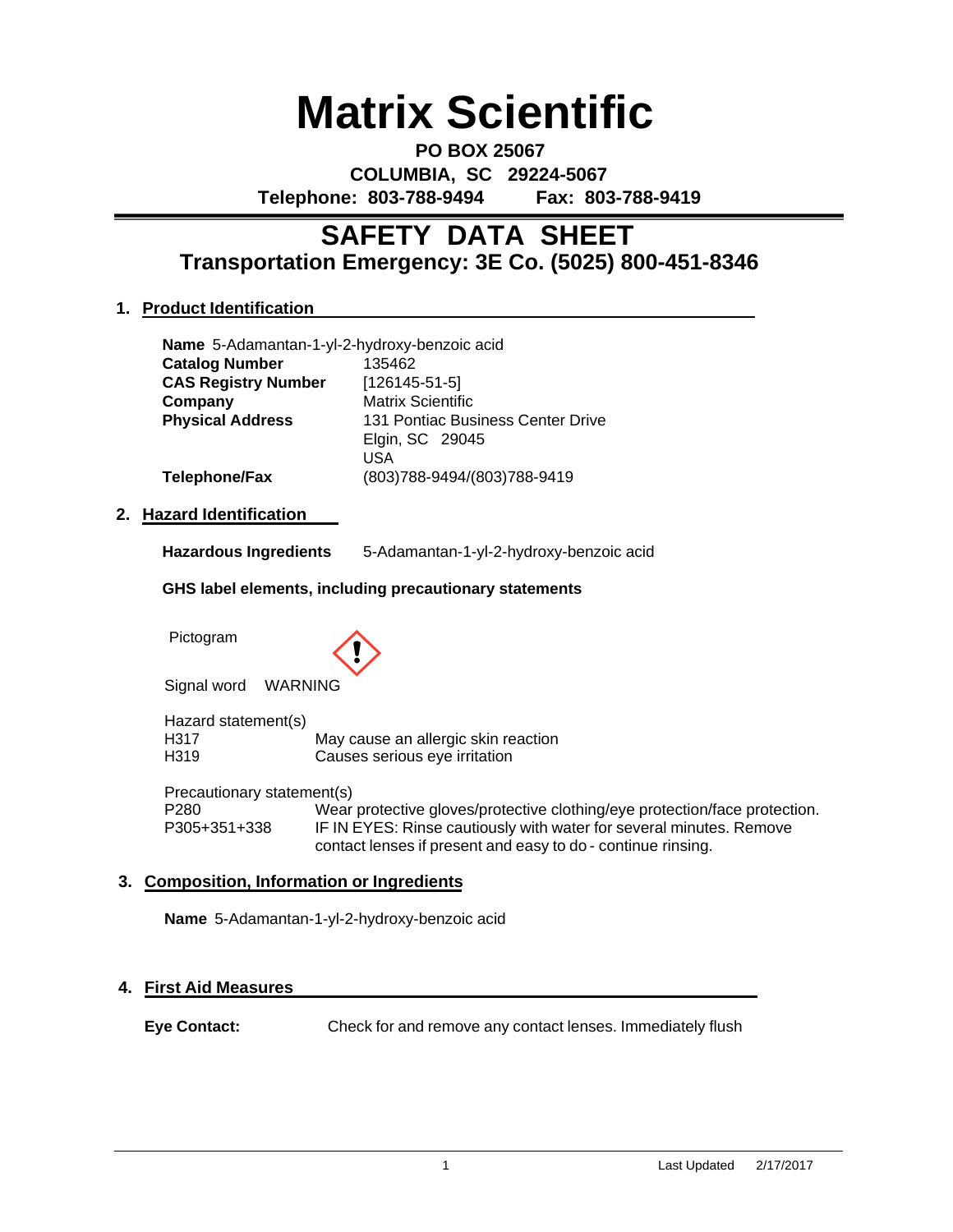# Matrix Scientific

**PO BOX 25067**
**COLUMBIA, SC 29224-5067**
**Telephone: 803-788-9494 Fax: 803-788-9419**

## SAFETY DATA SHEET

### Transportation Emergency: 3E Co. (5025) 800-451-8346

### 1. Product Identification

**Name** 5-Adamantan-1-yl-2-hydroxy-benzoic acid

| | |
|---|---|
| **Catalog Number** | 135462 |
| **CAS Registry Number** | [126145-51-5] |
| **Company** | Matrix Scientific |
| **Physical Address** | 131 Pontiac Business Center Drive<br>Elgin, SC 29045<br>USA |
| **Telephone/Fax** | (803)788-9494/(803)788-9419 |

### 2. Hazard Identification

**Hazardous Ingredients** 5-Adamantan-1-yl-2-hydroxy-benzoic acid

**GHS label elements, including precautionary statements**

Pictogram

Signal word WARNING

Hazard statement(s)

| | |
|---|---|
| H317 | May cause an allergic skin reaction |
| H319 | Causes serious eye irritation |

Precautionary statement(s)

| | |
|---|---|
| P280 | Wear protective gloves/protective clothing/eye protection/face protection. |
| P305+351+338 | IF IN EYES: Rinse cautiously with water for several minutes. Remove contact lenses if present and easy to do - continue rinsing. |

### 3. Composition, Information or Ingredients

**Name** 5-Adamantan-1-yl-2-hydroxy-benzoic acid

### 4. First Aid Measures

**Eye Contact:** Check for and remove any contact lenses. Immediately flush

Last Updated 2/17/2017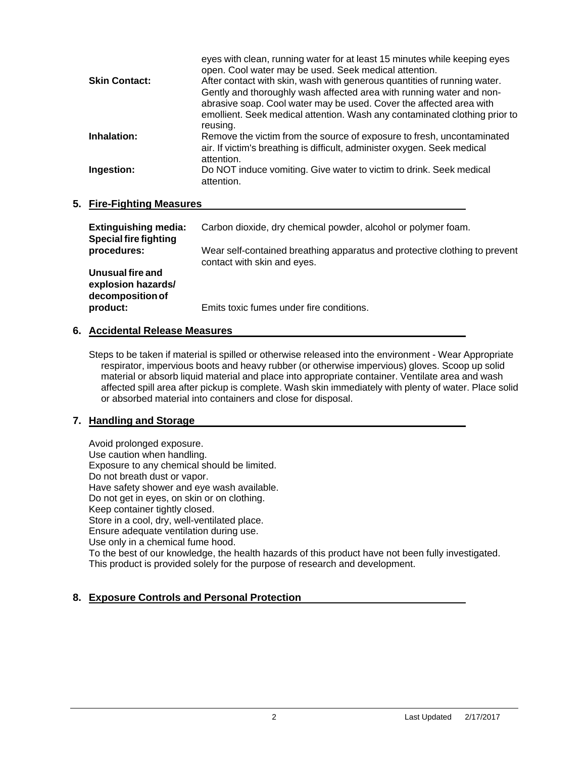eyes with clean, running water for at least 15 minutes while keeping eyes open. Cool water may be used. Seek medical attention.

**Skin Contact:** After contact with skin, wash with generous quantities of running water. Gently and thoroughly wash affected area with running water and non-abrasive soap. Cool water may be used. Cover the affected area with emollient. Seek medical attention. Wash any contaminated clothing prior to reusing.

**Inhalation:** Remove the victim from the source of exposure to fresh, uncontaminated air. If victim's breathing is difficult, administer oxygen. Seek medical attention.

**Ingestion:** Do NOT induce vomiting. Give water to victim to drink. Seek medical attention.

## 5. Fire-Fighting Measures

**Extinguishing media:** Carbon dioxide, dry chemical powder, alcohol or polymer foam.

**Special fire fighting procedures:** Wear self-contained breathing apparatus and protective clothing to prevent contact with skin and eyes.

**Unusual fire and explosion hazards/ decomposition of product:** Emits toxic fumes under fire conditions.

## 6. Accidental Release Measures

Steps to be taken if material is spilled or otherwise released into the environment - Wear Appropriate respirator, impervious boots and heavy rubber (or otherwise impervious) gloves. Scoop up solid material or absorb liquid material and place into appropriate container. Ventilate area and wash affected spill area after pickup is complete. Wash skin immediately with plenty of water. Place solid or absorbed material into containers and close for disposal.

## 7. Handling and Storage

Avoid prolonged exposure.
Use caution when handling.
Exposure to any chemical should be limited.
Do not breath dust or vapor.
Have safety shower and eye wash available.
Do not get in eyes, on skin or on clothing.
Keep container tightly closed.
Store in a cool, dry, well-ventilated place.
Ensure adequate ventilation during use.
Use only in a chemical fume hood.
To the best of our knowledge, the health hazards of this product have not been fully investigated.
This product is provided solely for the purpose of research and development.

## 8. Exposure Controls and Personal Protection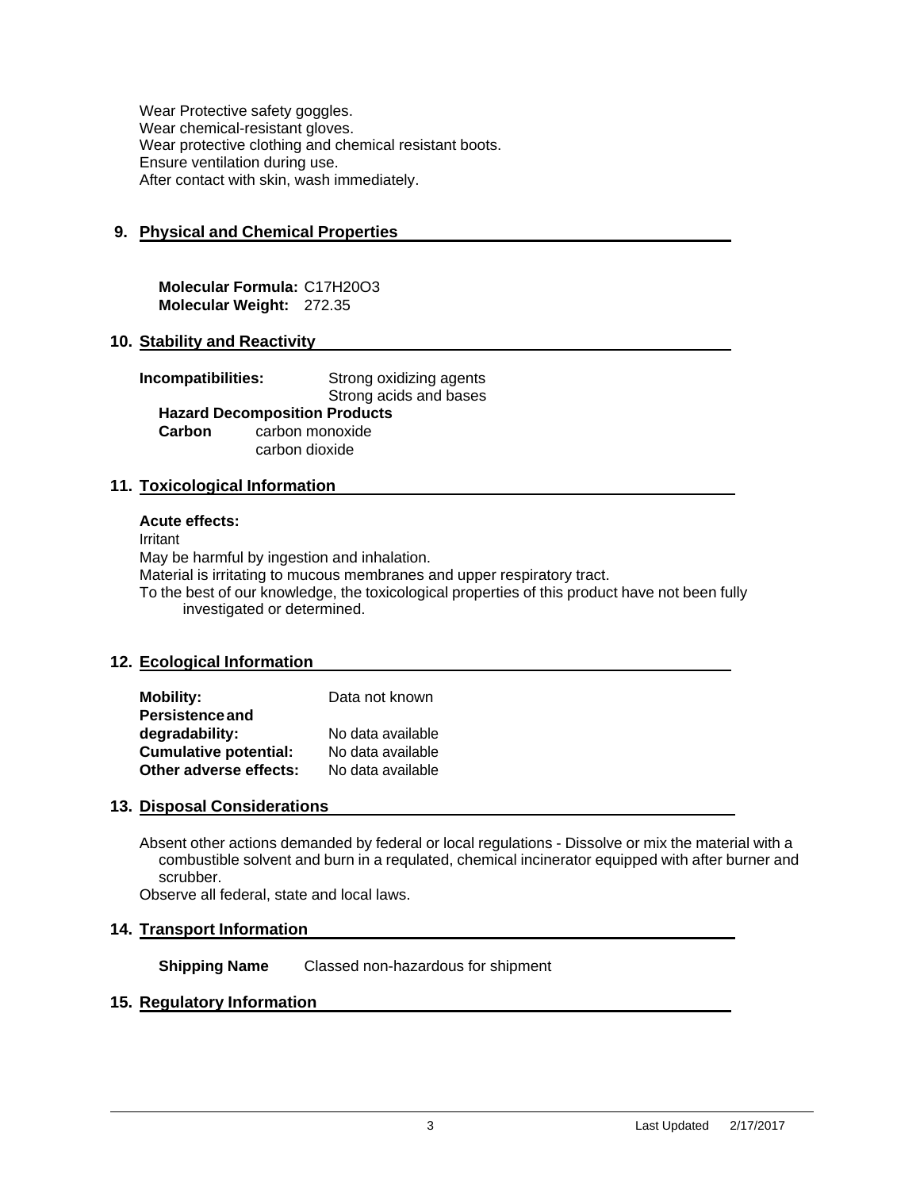Wear Protective safety goggles.
Wear chemical-resistant gloves.
Wear protective clothing and chemical resistant boots.
Ensure ventilation during use.
After contact with skin, wash immediately.

## 9. Physical and Chemical Properties

**Molecular Formula:** $C_{17}H_{20}O_3$
**Molecular Weight:** 272.35

## 10. Stability and Reactivity

**Incompatibilities:** Strong oxidizing agents
Strong acids and bases

**Hazard Decomposition Products**

**Carbon** carbon monoxide
carbon dioxide

## 11. Toxicological Information

**Acute effects:**

Irritant
May be harmful by ingestion and inhalation.
Material is irritating to mucous membranes and upper respiratory tract.
To the best of our knowledge, the toxicological properties of this product have not been fully investigated or determined.

## 12. Ecological Information

| | |
|---|---|
| **Mobility:** | Data not known |
| **Persistence and degradability:** | No data available |
| **Cumulative potential:** | No data available |
| **Other adverse effects:** | No data available |

## 13. Disposal Considerations

Absent other actions demanded by federal or local regulations - Dissolve or mix the material with a combustible solvent and burn in a requlated, chemical incinerator equipped with after burner and scrubber.
Observe all federal, state and local laws.

## 14. Transport Information

**Shipping Name** Classed non-hazardous for shipment

## 15. Regulatory Information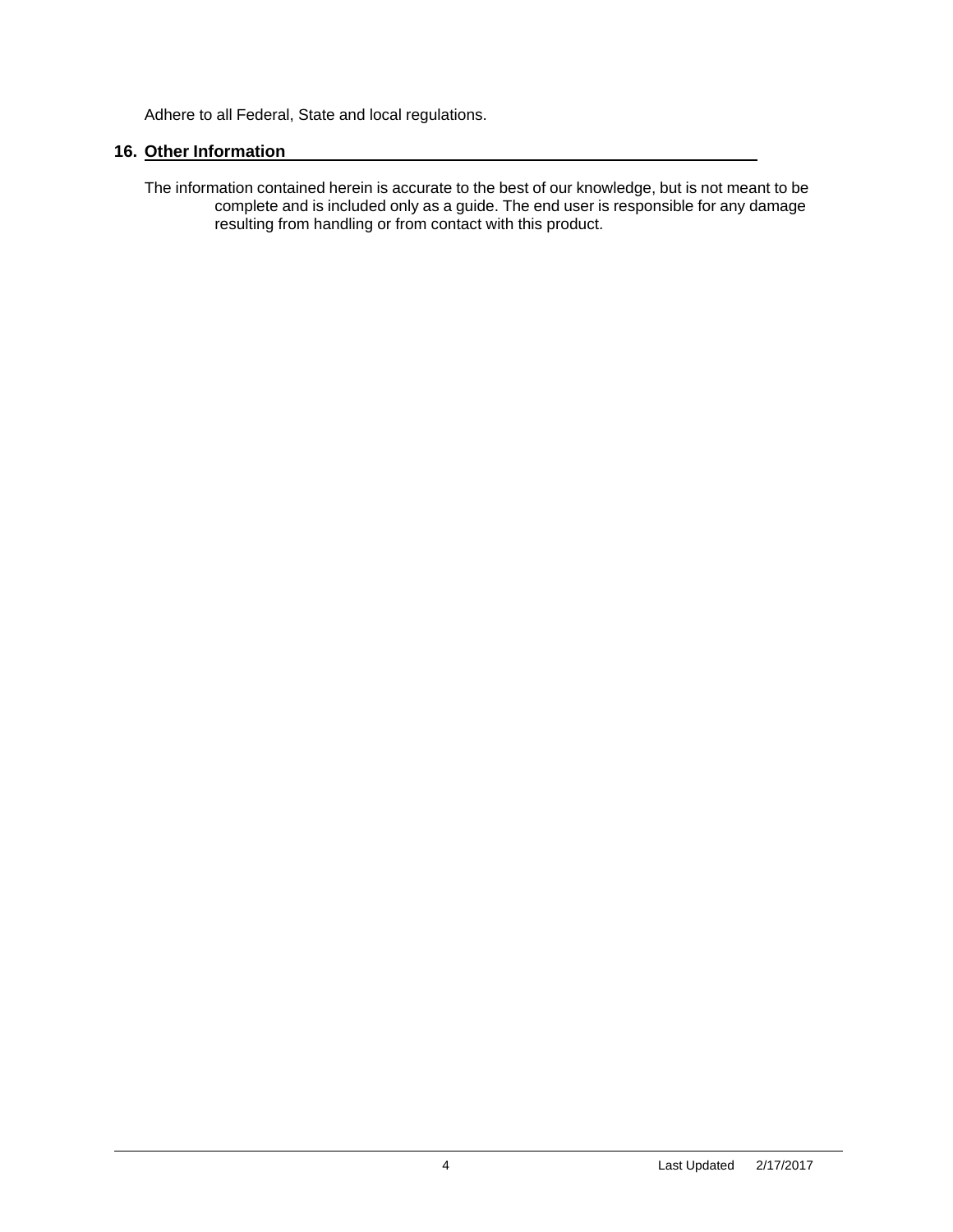Adhere to all Federal, State and local regulations.

## 16. Other Information

The information contained herein is accurate to the best of our knowledge, but is not meant to be complete and is included only as a guide. The end user is responsible for any damage resulting from handling or from contact with this product.

Last Updated 2/17/2017